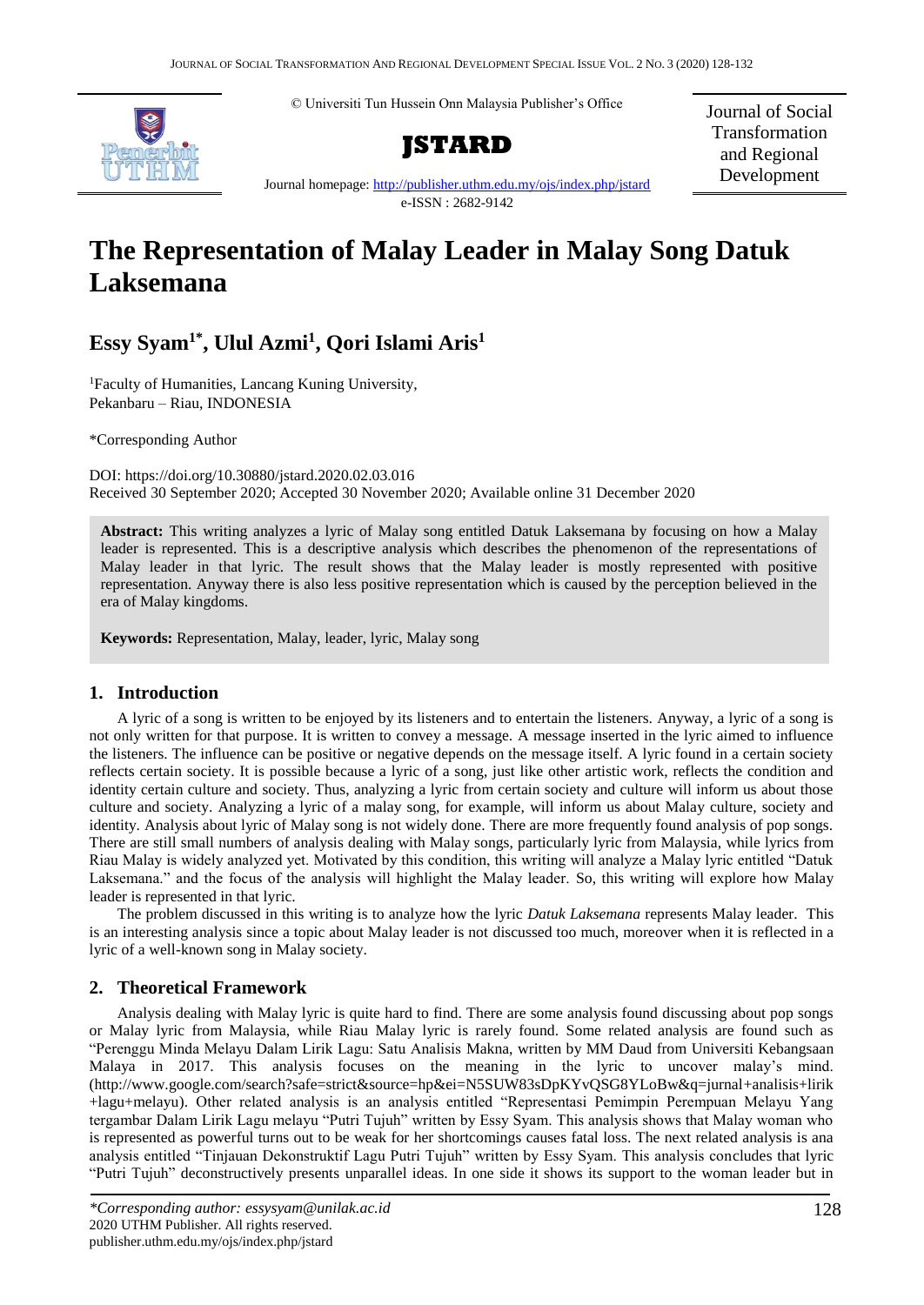© Universiti Tun Hussein Onn Malaysia Publisher's Office

**JSTARD**

Journal homepage: http://publisher.uthm.edu.my/ojs/index.php/jstard

e-ISSN : 2682-9142

Journal of Social Transformation and Regional Development

# The Representation of Malay Leader in Malay Song Datuk Laksemana

**Essy Syam[1*], Ulul Azmi[1], Qori Islami Aris[1]**

[1]Faculty of Humanities, Lancang Kuning University, Pekanbaru – Riau, INDONESIA

*Corresponding Author

DOI: https://doi.org/10.30880/jstard.2020.02.03.016

Received 30 September 2020; Accepted 30 November 2020; Available online 31 December 2020

**Abstract:** This writing analyzes a lyric of Malay song entitled Datuk Laksemana by focusing on how a Malay leader is represented. This is a descriptive analysis which describes the phenomenon of the representations of Malay leader in that lyric. The result shows that the Malay leader is mostly represented with positive representation. Anyway there is also less positive representation which is caused by the perception believed in the era of Malay kingdoms.

**Keywords:** Representation, Malay, leader, lyric, Malay song

## 1. Introduction

A lyric of a song is written to be enjoyed by its listeners and to entertain the listeners. Anyway, a lyric of a song is not only written for that purpose. It is written to convey a message. A message inserted in the lyric aimed to influence the listeners. The influence can be positive or negative depends on the message itself. A lyric found in a certain society reflects certain society. It is possible because a lyric of a song, just like other artistic work, reflects the condition and identity certain culture and society. Thus, analyzing a lyric from certain society and culture will inform us about those culture and society. Analyzing a lyric of a malay song, for example, will inform us about Malay culture, society and identity. Analysis about lyric of Malay song is not widely done. There are more frequently found analysis of pop songs. There are still small numbers of analysis dealing with Malay songs, particularly lyric from Malaysia, while lyrics from Riau Malay is widely analyzed yet. Motivated by this condition, this writing will analyze a Malay lyric entitled "Datuk Laksemana." and the focus of the analysis will highlight the Malay leader. So, this writing will explore how Malay leader is represented in that lyric.

The problem discussed in this writing is to analyze how the lyric *Datuk Laksemana* represents Malay leader. This is an interesting analysis since a topic about Malay leader is not discussed too much, moreover when it is reflected in a lyric of a well-known song in Malay society.

## 2. Theoretical Framework

Analysis dealing with Malay lyric is quite hard to find. There are some analysis found discussing about pop songs or Malay lyric from Malaysia, while Riau Malay lyric is rarely found. Some related analysis are found such as "Perenggu Minda Melayu Dalam Lirik Lagu: Satu Analisis Makna, written by MM Daud from Universiti Kebangsaan Malaya in 2017. This analysis focuses on the meaning in the lyric to uncover malay's mind. (http://www.google.com/search?safe=strict&source=hp&ei=N5SUW83sDpKYvQSG8YLoBw&q=jurnal+analisis+lirik+lagu+melayu). Other related analysis is an analysis entitled "Representasi Pemimpin Perempuan Melayu Yang tergambar Dalam Lirik Lagu melayu "Putri Tujuh" written by Essy Syam. This analysis shows that Malay woman who is represented as powerful turns out to be weak for her shortcomings causes fatal loss. The next related analysis is ana analysis entitled "Tinjauan Dekonstruktif Lagu Putri Tujuh" written by Essy Syam. This analysis concludes that lyric "Putri Tujuh" deconstructively presents unparallel ideas. In one side it shows its support to the woman leader but in

*\*Corresponding author: essysyam@unilak.ac.id*
2020 UTHM Publisher. All rights reserved.
publisher.uthm.edu.my/ojs/index.php/jstard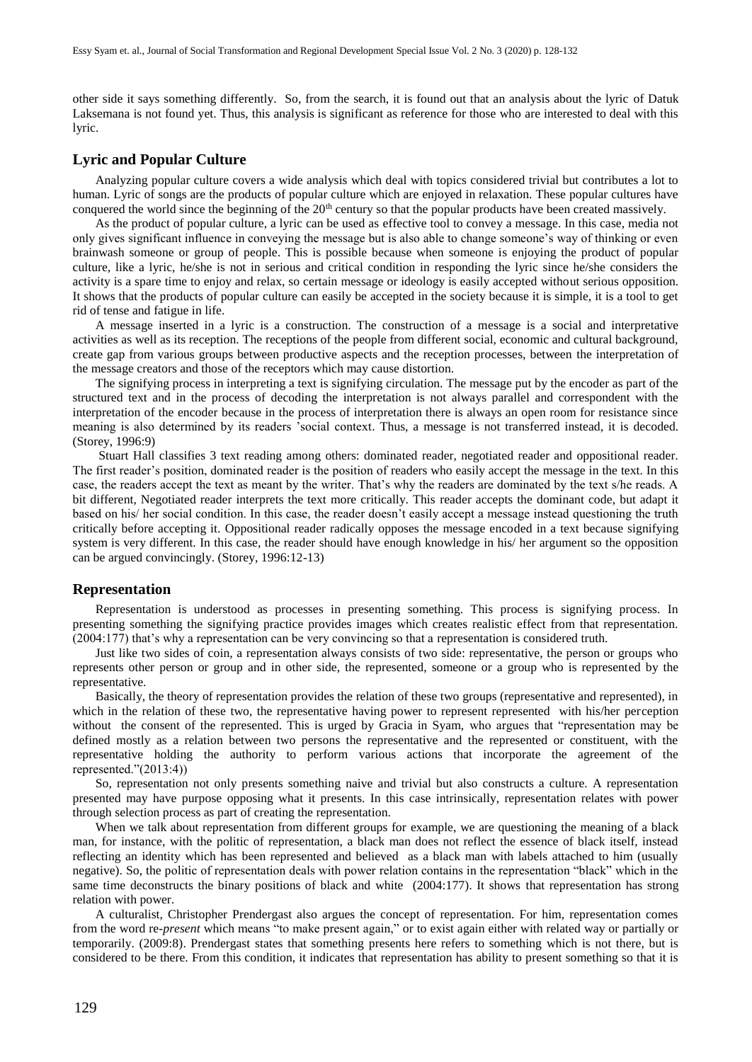other side it says something differently. So, from the search, it is found out that an analysis about the lyric of Datuk Laksemana is not found yet. Thus, this analysis is significant as reference for those who are interested to deal with this lyric.

## Lyric and Popular Culture

Analyzing popular culture covers a wide analysis which deal with topics considered trivial but contributes a lot to human. Lyric of songs are the products of popular culture which are enjoyed in relaxation. These popular cultures have conquered the world since the beginning of the 20th century so that the popular products have been created massively.

As the product of popular culture, a lyric can be used as effective tool to convey a message. In this case, media not only gives significant influence in conveying the message but is also able to change someone's way of thinking or even brainwash someone or group of people. This is possible because when someone is enjoying the product of popular culture, like a lyric, he/she is not in serious and critical condition in responding the lyric since he/she considers the activity is a spare time to enjoy and relax, so certain message or ideology is easily accepted without serious opposition. It shows that the products of popular culture can easily be accepted in the society because it is simple, it is a tool to get rid of tense and fatigue in life.

A message inserted in a lyric is a construction. The construction of a message is a social and interpretative activities as well as its reception. The receptions of the people from different social, economic and cultural background, create gap from various groups between productive aspects and the reception processes, between the interpretation of the message creators and those of the receptors which may cause distortion.

The signifying process in interpreting a text is signifying circulation. The message put by the encoder as part of the structured text and in the process of decoding the interpretation is not always parallel and correspondent with the interpretation of the encoder because in the process of interpretation there is always an open room for resistance since meaning is also determined by its readers 'social context. Thus, a message is not transferred instead, it is decoded. (Storey, 1996:9)

Stuart Hall classifies 3 text reading among others: dominated reader, negotiated reader and oppositional reader. The first reader's position, dominated reader is the position of readers who easily accept the message in the text. In this case, the readers accept the text as meant by the writer. That's why the readers are dominated by the text s/he reads. A bit different, Negotiated reader interprets the text more critically. This reader accepts the dominant code, but adapt it based on his/ her social condition. In this case, the reader doesn't easily accept a message instead questioning the truth critically before accepting it. Oppositional reader radically opposes the message encoded in a text because signifying system is very different. In this case, the reader should have enough knowledge in his/ her argument so the opposition can be argued convincingly. (Storey, 1996:12-13)

## Representation

Representation is understood as processes in presenting something. This process is signifying process. In presenting something the signifying practice provides images which creates realistic effect from that representation. (2004:177) that's why a representation can be very convincing so that a representation is considered truth.

Just like two sides of coin, a representation always consists of two side: representative, the person or groups who represents other person or group and in other side, the represented, someone or a group who is represented by the representative.

Basically, the theory of representation provides the relation of these two groups (representative and represented), in which in the relation of these two, the representative having power to represent represented with his/her perception without the consent of the represented. This is urged by Gracia in Syam, who argues that "representation may be defined mostly as a relation between two persons the representative and the represented or constituent, with the representative holding the authority to perform various actions that incorporate the agreement of the represented."(2013:4))

So, representation not only presents something naive and trivial but also constructs a culture. A representation presented may have purpose opposing what it presents. In this case intrinsically, representation relates with power through selection process as part of creating the representation.

When we talk about representation from different groups for example, we are questioning the meaning of a black man, for instance, with the politic of representation, a black man does not reflect the essence of black itself, instead reflecting an identity which has been represented and believed as a black man with labels attached to him (usually negative). So, the politic of representation deals with power relation contains in the representation "black" which in the same time deconstructs the binary positions of black and white (2004:177). It shows that representation has strong relation with power.

A culturalist, Christopher Prendergast also argues the concept of representation. For him, representation comes from the word re-*present* which means "to make present again," or to exist again either with related way or partially or temporarily. (2009:8). Prendergast states that something presents here refers to something which is not there, but is considered to be there. From this condition, it indicates that representation has ability to present something so that it is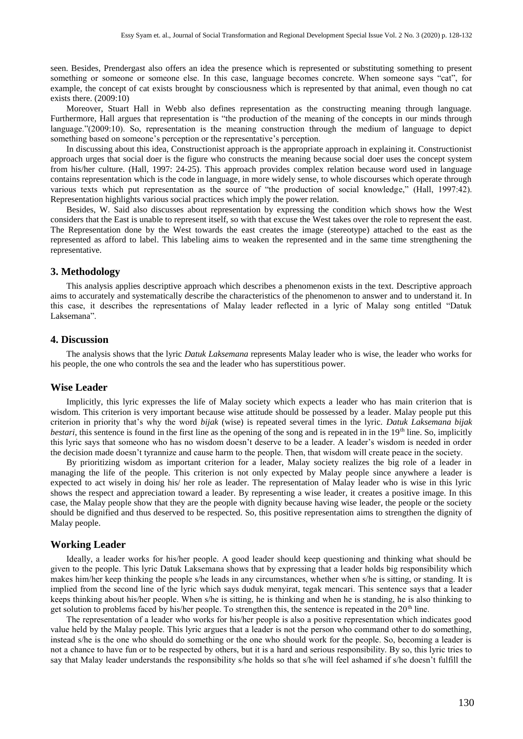seen. Besides, Prendergast also offers an idea the presence which is represented or substituting something to present something or someone or someone else. In this case, language becomes concrete. When someone says "cat", for example, the concept of cat exists brought by consciousness which is represented by that animal, even though no cat exists there. (2009:10)

Moreover, Stuart Hall in Webb also defines representation as the constructing meaning through language. Furthermore, Hall argues that representation is "the production of the meaning of the concepts in our minds through language."(2009:10). So, representation is the meaning construction through the medium of language to depict something based on someone's perception or the representative's perception.

In discussing about this idea, Constructionist approach is the appropriate approach in explaining it. Constructionist approach urges that social doer is the figure who constructs the meaning because social doer uses the concept system from his/her culture. (Hall, 1997: 24-25). This approach provides complex relation because word used in language contains representation which is the code in language, in more widely sense, to whole discourses which operate through various texts which put representation as the source of "the production of social knowledge," (Hall, 1997:42). Representation highlights various social practices which imply the power relation.

Besides, W. Said also discusses about representation by expressing the condition which shows how the West considers that the East is unable to represent itself, so with that excuse the West takes over the role to represent the east. The Representation done by the West towards the east creates the image (stereotype) attached to the east as the represented as afford to label. This labeling aims to weaken the represented and in the same time strengthening the representative.

## 3. Methodology

This analysis applies descriptive approach which describes a phenomenon exists in the text. Descriptive approach aims to accurately and systematically describe the characteristics of the phenomenon to answer and to understand it. In this case, it describes the representations of Malay leader reflected in a lyric of Malay song entitled "Datuk Laksemana".

## 4. Discussion

The analysis shows that the lyric *Datuk Laksemana* represents Malay leader who is wise, the leader who works for his people, the one who controls the sea and the leader who has superstitious power.

### Wise Leader

Implicitly, this lyric expresses the life of Malay society which expects a leader who has main criterion that is wisdom. This criterion is very important because wise attitude should be possessed by a leader. Malay people put this criterion in priority that's why the word *bijak* (wise) is repeated several times in the lyric. *Datuk Laksemana bijak bestari*, this sentence is found in the first line as the opening of the song and is repeated in in the 19th line. So, implicitly this lyric says that someone who has no wisdom doesn't deserve to be a leader. A leader's wisdom is needed in order the decision made doesn't tyrannize and cause harm to the people. Then, that wisdom will create peace in the society.

By prioritizing wisdom as important criterion for a leader, Malay society realizes the big role of a leader in managing the life of the people. This criterion is not only expected by Malay people since anywhere a leader is expected to act wisely in doing his/ her role as leader. The representation of Malay leader who is wise in this lyric shows the respect and appreciation toward a leader. By representing a wise leader, it creates a positive image. In this case, the Malay people show that they are the people with dignity because having wise leader, the people or the society should be dignified and thus deserved to be respected. So, this positive representation aims to strengthen the dignity of Malay people.

### Working Leader

Ideally, a leader works for his/her people. A good leader should keep questioning and thinking what should be given to the people. This lyric Datuk Laksemana shows that by expressing that a leader holds big responsibility which makes him/her keep thinking the people s/he leads in any circumstances, whether when s/he is sitting, or standing. It is implied from the second line of the lyric which says duduk menyirat, tegak mencari. This sentence says that a leader keeps thinking about his/her people. When s/he is sitting, he is thinking and when he is standing, he is also thinking to get solution to problems faced by his/her people. To strengthen this, the sentence is repeated in the 20th line.

The representation of a leader who works for his/her people is also a positive representation which indicates good value held by the Malay people. This lyric argues that a leader is not the person who command other to do something, instead s/he is the one who should do something or the one who should work for the people. So, becoming a leader is not a chance to have fun or to be respected by others, but it is a hard and serious responsibility. By so, this lyric tries to say that Malay leader understands the responsibility s/he holds so that s/he will feel ashamed if s/he doesn't fulfill the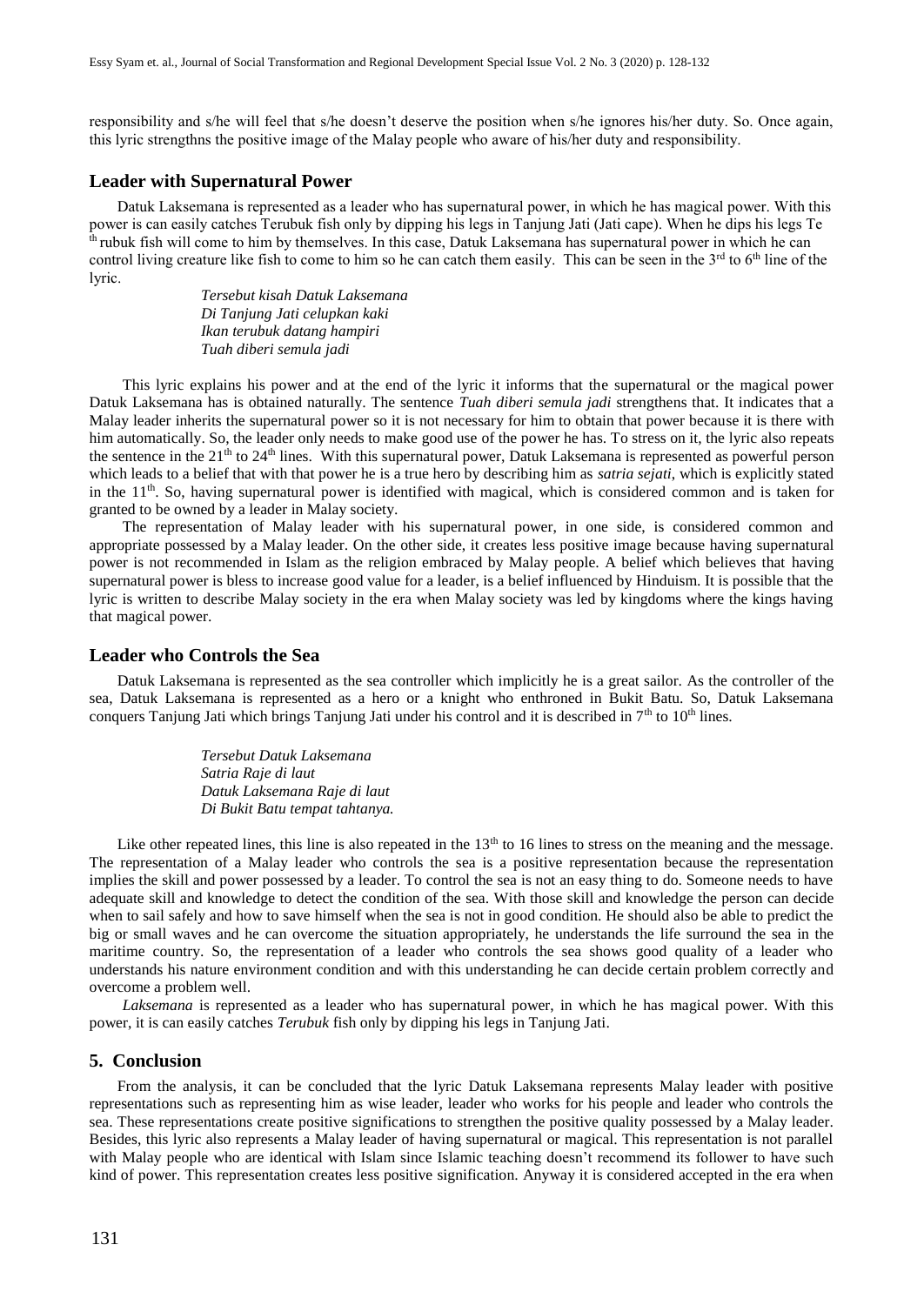responsibility and s/he will feel that s/he doesn't deserve the position when s/he ignores his/her duty. So. Once again, this lyric strengthns the positive image of the Malay people who aware of his/her duty and responsibility.

## Leader with Supernatural Power

Datuk Laksemana is represented as a leader who has supernatural power, in which he has magical power. With this power is can easily catches Terubuk fish only by dipping his legs in Tanjung Jati (Jati cape). When he dips his legs Te th rubuk fish will come to him by themselves. In this case, Datuk Laksemana has supernatural power in which he can control living creature like fish to come to him so he can catch them easily. This can be seen in the 3rd to 6th line of the lyric.

> *Tersebut kisah Datuk Laksemana*
> *Di Tanjung Jati celupkan kaki*
> *Ikan terubuk datang hampiri*
> *Tuah diberi semula jadi*

This lyric explains his power and at the end of the lyric it informs that the supernatural or the magical power Datuk Laksemana has is obtained naturally. The sentence *Tuah diberi semula jadi* strengthens that. It indicates that a Malay leader inherits the supernatural power so it is not necessary for him to obtain that power because it is there with him automatically. So, the leader only needs to make good use of the power he has. To stress on it, the lyric also repeats the sentence in the 21th to 24th lines. With this supernatural power, Datuk Laksemana is represented as powerful person which leads to a belief that with that power he is a true hero by describing him as *satria sejati*, which is explicitly stated in the 11th. So, having supernatural power is identified with magical, which is considered common and is taken for granted to be owned by a leader in Malay society.

The representation of Malay leader with his supernatural power, in one side, is considered common and appropriate possessed by a Malay leader. On the other side, it creates less positive image because having supernatural power is not recommended in Islam as the religion embraced by Malay people. A belief which believes that having supernatural power is bless to increase good value for a leader, is a belief influenced by Hinduism. It is possible that the lyric is written to describe Malay society in the era when Malay society was led by kingdoms where the kings having that magical power.

## Leader who Controls the Sea

Datuk Laksemana is represented as the sea controller which implicitly he is a great sailor. As the controller of the sea, Datuk Laksemana is represented as a hero or a knight who enthroned in Bukit Batu. So, Datuk Laksemana conquers Tanjung Jati which brings Tanjung Jati under his control and it is described in 7th to 10th lines.

> *Tersebut Datuk Laksemana*
> *Satria Raje di laut*
> *Datuk Laksemana Raje di laut*
> *Di Bukit Batu tempat tahtanya.*

Like other repeated lines, this line is also repeated in the 13th to 16 lines to stress on the meaning and the message. The representation of a Malay leader who controls the sea is a positive representation because the representation implies the skill and power possessed by a leader. To control the sea is not an easy thing to do. Someone needs to have adequate skill and knowledge to detect the condition of the sea. With those skill and knowledge the person can decide when to sail safely and how to save himself when the sea is not in good condition. He should also be able to predict the big or small waves and he can overcome the situation appropriately, he understands the life surround the sea in the maritime country. So, the representation of a leader who controls the sea shows good quality of a leader who understands his nature environment condition and with this understanding he can decide certain problem correctly and overcome a problem well.

*Laksemana* is represented as a leader who has supernatural power, in which he has magical power. With this power, it is can easily catches *Terubuk* fish only by dipping his legs in Tanjung Jati.

## 5. Conclusion

From the analysis, it can be concluded that the lyric Datuk Laksemana represents Malay leader with positive representations such as representing him as wise leader, leader who works for his people and leader who controls the sea. These representations create positive significations to strengthen the positive quality possessed by a Malay leader. Besides, this lyric also represents a Malay leader of having supernatural or magical. This representation is not parallel with Malay people who are identical with Islam since Islamic teaching doesn't recommend its follower to have such kind of power. This representation creates less positive signification. Anyway it is considered accepted in the era when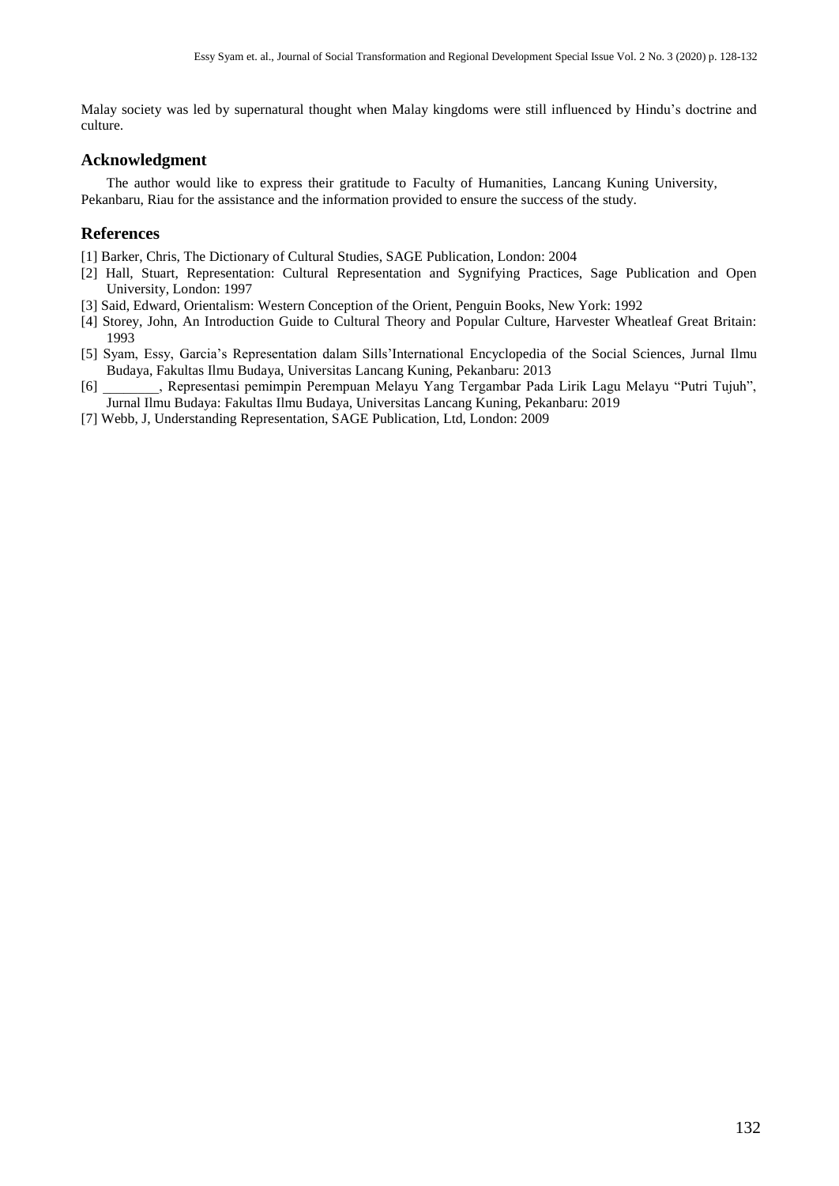Malay society was led by supernatural thought when Malay kingdoms were still influenced by Hindu's doctrine and culture.

## Acknowledgment

The author would like to express their gratitude to Faculty of Humanities, Lancang Kuning University, Pekanbaru, Riau for the assistance and the information provided to ensure the success of the study.

## References

[1] Barker, Chris, The Dictionary of Cultural Studies, SAGE Publication, London: 2004

[2] Hall, Stuart, Representation: Cultural Representation and Sygnifying Practices, Sage Publication and Open University, London: 1997

[3] Said, Edward, Orientalism: Western Conception of the Orient, Penguin Books, New York: 1992

[4] Storey, John, An Introduction Guide to Cultural Theory and Popular Culture, Harvester Wheatleaf Great Britain: 1993

[5] Syam, Essy, Garcia's Representation dalam Sills'International Encyclopedia of the Social Sciences, Jurnal Ilmu Budaya, Fakultas Ilmu Budaya, Universitas Lancang Kuning, Pekanbaru: 2013

[6] ________, Representasi pemimpin Perempuan Melayu Yang Tergambar Pada Lirik Lagu Melayu "Putri Tujuh", Jurnal Ilmu Budaya: Fakultas Ilmu Budaya, Universitas Lancang Kuning, Pekanbaru: 2019

[7] Webb, J, Understanding Representation, SAGE Publication, Ltd, London: 2009